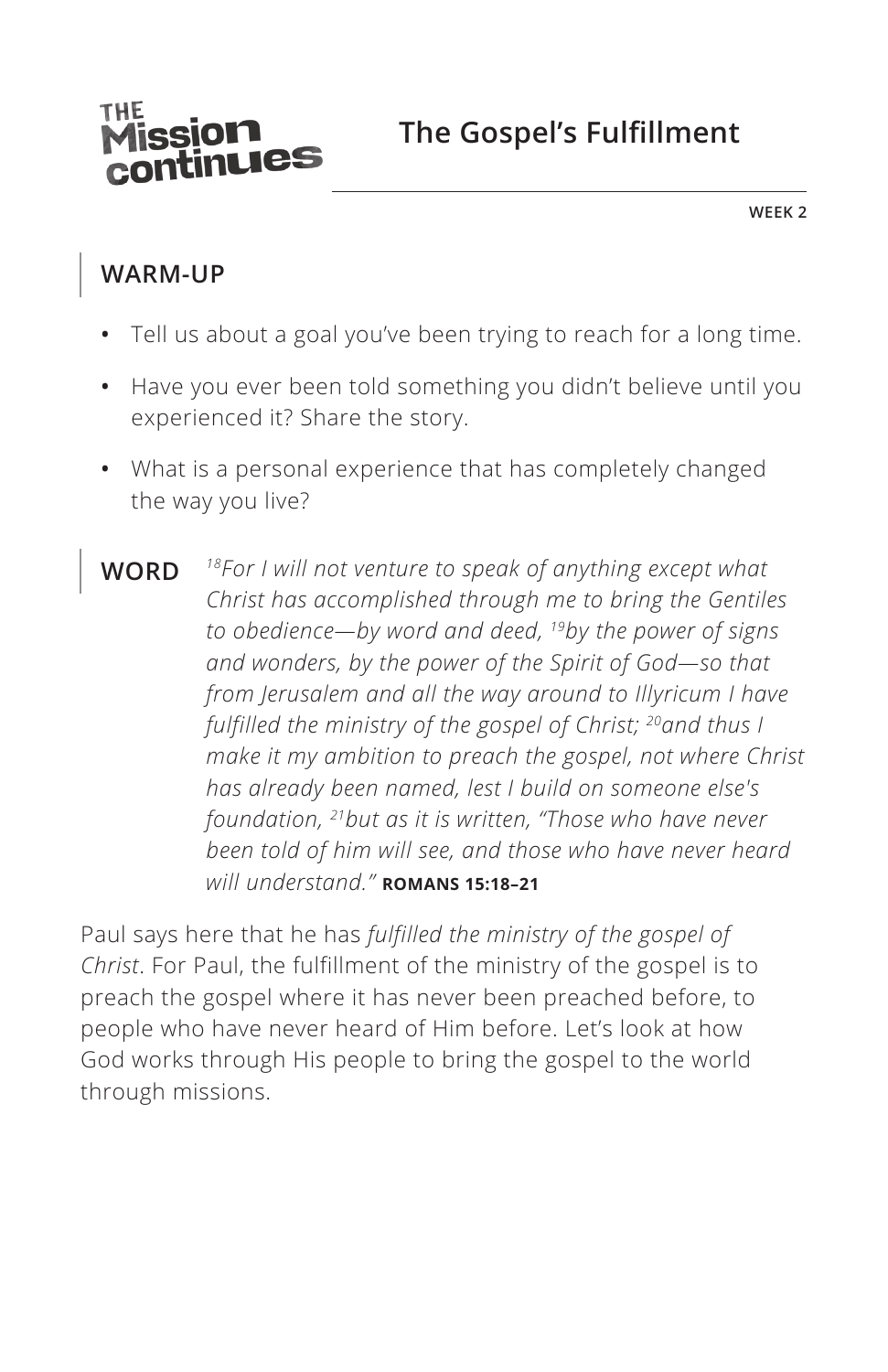THE Mission continues

# The Gospel's Fulfillment

WEEK 2

## WARM-UP

- Tell us about a goal you've been trying to reach for a long time.
- Have you ever been told something you didn't believe until you experienced it? Share the story.
- What is a personal experience that has completely changed the way you live?

## WORD

*[18]For I will not venture to speak of anything except what Christ has accomplished through me to bring the Gentiles to obedience—by word and deed, [19]by the power of signs and wonders, by the power of the Spirit of God—so that from Jerusalem and all the way around to Illyricum I have fulfilled the ministry of the gospel of Christ; [20]and thus I make it my ambition to preach the gospel, not where Christ has already been named, lest I build on someone else's foundation, [21]but as it is written, "Those who have never been told of him will see, and those who have never heard will understand."* **ROMANS 15:18–21**

Paul says here that he has *fulfilled the ministry of the gospel of Christ*. For Paul, the fulfillment of the ministry of the gospel is to preach the gospel where it has never been preached before, to people who have never heard of Him before. Let's look at how God works through His people to bring the gospel to the world through missions.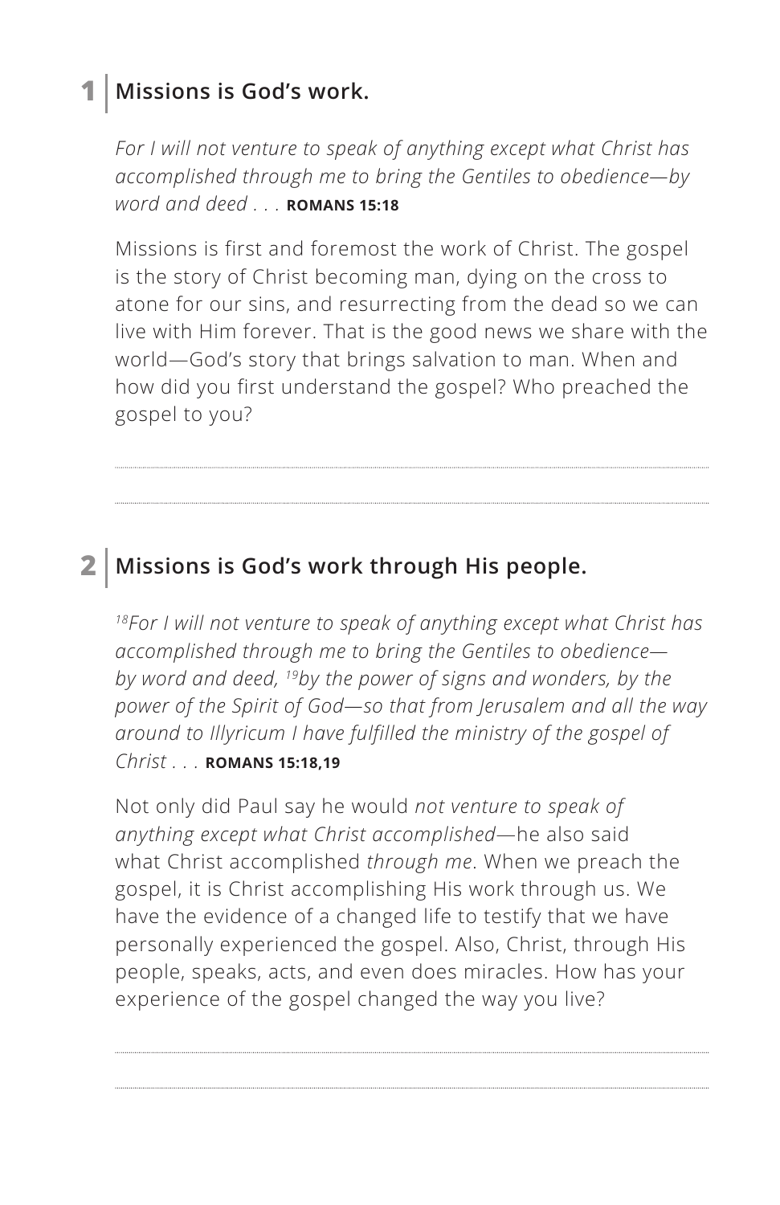## 1 | Missions is God's work.

*For I will not venture to speak of anything except what Christ has accomplished through me to bring the Gentiles to obedience—by word and deed* . . . **ROMANS 15:18**

Missions is first and foremost the work of Christ. The gospel is the story of Christ becoming man, dying on the cross to atone for our sins, and resurrecting from the dead so we can live with Him forever. That is the good news we share with the world—God's story that brings salvation to man. When and how did you first understand the gospel? Who preached the gospel to you?

---

---

## 2 | Missions is God's work through His people.

*[18]For I will not venture to speak of anything except what Christ has accomplished through me to bring the Gentiles to obedience—by word and deed, [19]by the power of signs and wonders, by the power of the Spirit of God—so that from Jerusalem and all the way around to Illyricum I have fulfilled the ministry of the gospel of Christ* . . . **ROMANS 15:18,19**

Not only did Paul say he would *not venture to speak of anything except what Christ accomplished*—he also said what Christ accomplished *through me*. When we preach the gospel, it is Christ accomplishing His work through us. We have the evidence of a changed life to testify that we have personally experienced the gospel. Also, Christ, through His people, speaks, acts, and even does miracles. How has your experience of the gospel changed the way you live?

---

---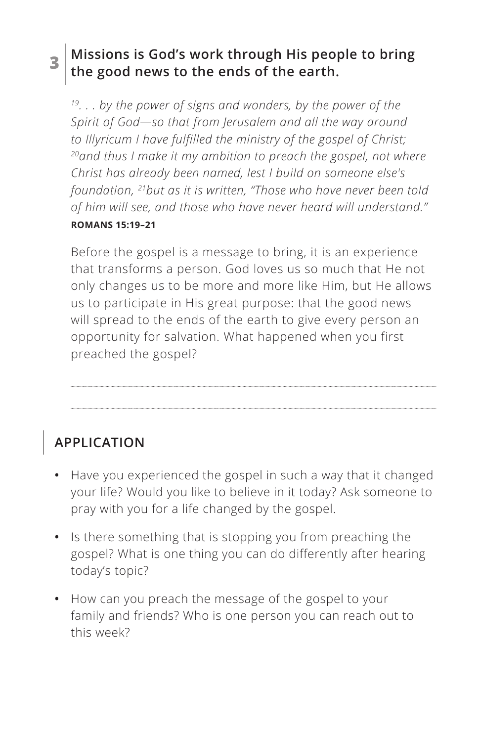## 3 Missions is God's work through His people to bring the good news to the ends of the earth.

*[19]. . . by the power of signs and wonders, by the power of the Spirit of God—so that from Jerusalem and all the way around to Illyricum I have fulfilled the ministry of the gospel of Christ; [20]and thus I make it my ambition to preach the gospel, not where Christ has already been named, lest I build on someone else's foundation, [21]but as it is written, "Those who have never been told of him will see, and those who have never heard will understand."*
**ROMANS 15:19–21**

Before the gospel is a message to bring, it is an experience that transforms a person. God loves us so much that He not only changes us to be more and more like Him, but He allows us to participate in His great purpose: that the good news will spread to the ends of the earth to give every person an opportunity for salvation. What happened when you first preached the gospel?

## APPLICATION

- Have you experienced the gospel in such a way that it changed your life? Would you like to believe in it today? Ask someone to pray with you for a life changed by the gospel.
- Is there something that is stopping you from preaching the gospel? What is one thing you can do differently after hearing today's topic?
- How can you preach the message of the gospel to your family and friends? Who is one person you can reach out to this week?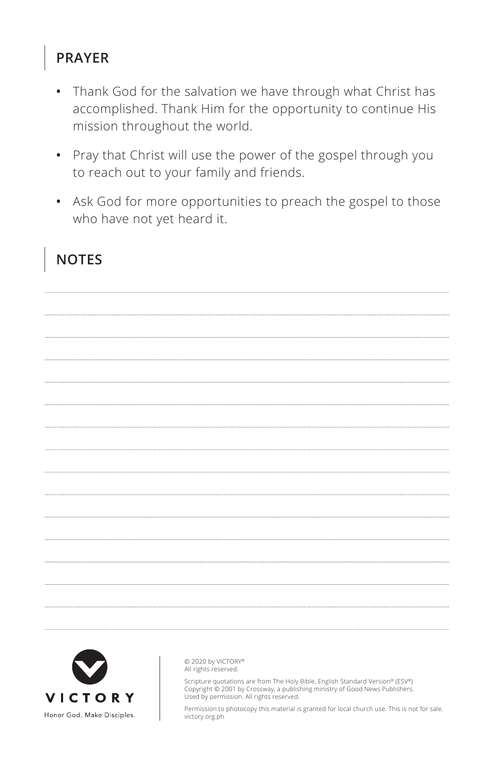## PRAYER

- Thank God for the salvation we have through what Christ has accomplished. Thank Him for the opportunity to continue His mission throughout the world.
- Pray that Christ will use the power of the gospel through you to reach out to your family and friends.
- Ask God for more opportunities to preach the gospel to those who have not yet heard it.

## NOTES

VICTORY

Honor God. Make Disciples.

© 2020 by VICTORY®
All rights reserved.

Scripture quotations are from The Holy Bible, English Standard Version® (ESV®) Copyright © 2001 by Crossway, a publishing ministry of Good News Publishers. Used by permission. All rights reserved.

Permission to photocopy this material is granted for local church use. This is not for sale.
victory.org.ph